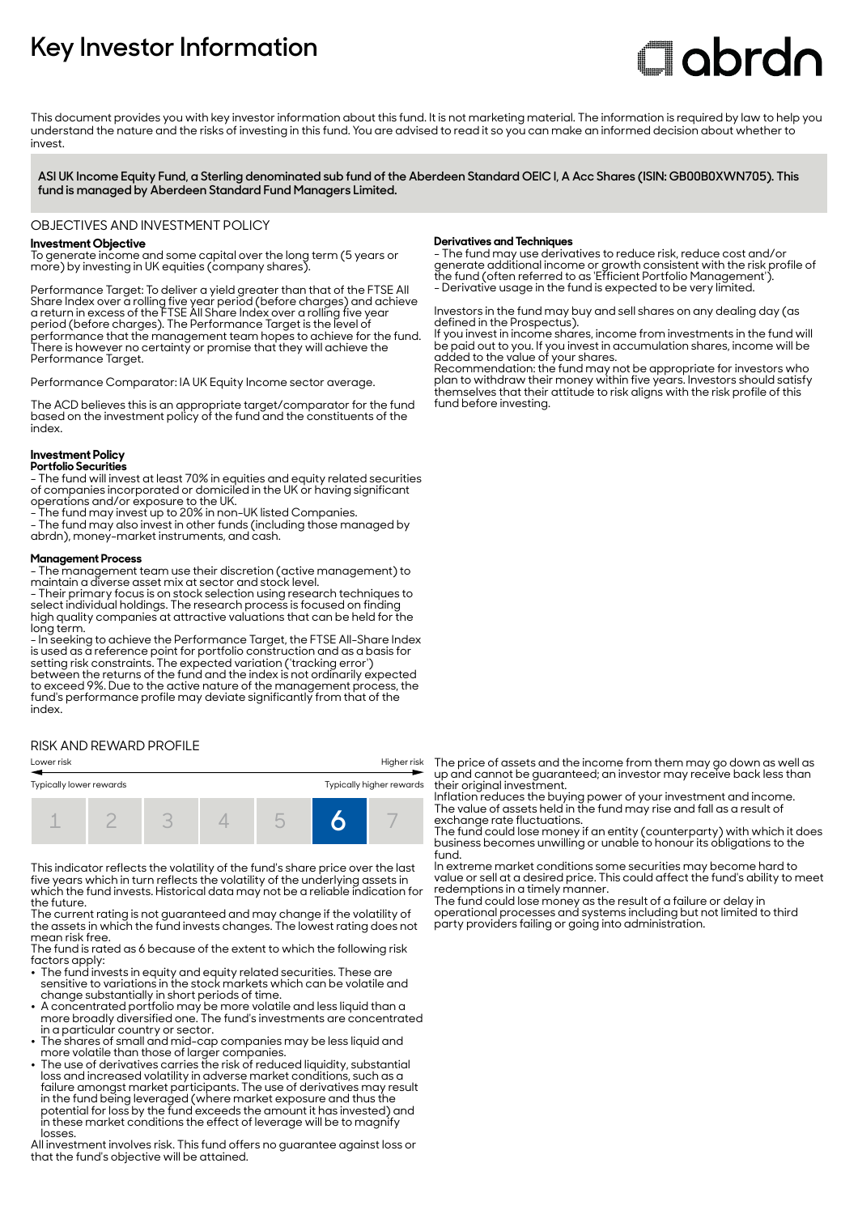# Key Investor Information

abrdn

This document provides you with key investor information about this fund. It is not marketing material. The information is required by law to help you understand the nature and the risks of investing in this fund. You are advised to read it so you can make an informed decision about whether to invest.

**ASI UK Income Equity Fund, a Sterling denominated sub fund of the Aberdeen Standard OEIC I, A Acc Shares (ISIN: GB00B0XWN705). This fund is managed by Aberdeen Standard Fund Managers Limited.**

## OBJECTIVES AND INVESTMENT POLICY

**Investment Objective**

To generate income and some capital over the long term (5 years or more) by investing in UK equities (company shares).

Performance Target: To deliver a yield greater than that of the FTSE All Share Index over a rolling five year period (before charges) and achieve a return in excess of the FTSE All Share Index over a rolling five year period (before charges). The Performance Target is the level of performance that the management team hopes to achieve for the fund. There is however no certainty or promise that they will achieve the Performance Target.

Performance Comparator: IA UK Equity Income sector average.

The ACD believes this is an appropriate target/comparator for the fund based on the investment policy of the fund and the constituents of the index.

**Investment Policy**

**Portfolio Securities**

- The fund will invest at least 70% in equities and equity related securities of companies incorporated or domiciled in the UK or having significant operations and/or exposure to the UK.
- The fund may invest up to 20% in non-UK listed Companies.
- The fund may also invest in other funds (including those managed by abrdn), money-market instruments, and cash.

**Management Process**

- The management team use their discretion (active management) to maintain a diverse asset mix at sector and stock level.
- Their primary focus is on stock selection using research techniques to select individual holdings. The research process is focused on finding high quality companies at attractive valuations that can be held for the long term.
- In seeking to achieve the Performance Target, the FTSE All-Share Index is used as a reference point for portfolio construction and as a basis for setting risk constraints. The expected variation ('tracking error') between the returns of the fund and the index is not ordinarily expected to exceed 9%. Due to the active nature of the management process, the fund's performance profile may deviate significantly from that of the index.

**Derivatives and Techniques**

- The fund may use derivatives to reduce risk, reduce cost and/or generate additional income or growth consistent with the risk profile of the fund (often referred to as 'Efficient Portfolio Management').
- Derivative usage in the fund is expected to be very limited.

Investors in the fund may buy and sell shares on any dealing day (as defined in the Prospectus).

If you invest in income shares, income from investments in the fund will be paid out to you. If you invest in accumulation shares, income will be added to the value of your shares.

Recommendation: the fund may not be appropriate for investors who plan to withdraw their money within five years. Investors should satisfy themselves that their attitude to risk aligns with the risk profile of this fund before investing.

## RISK AND REWARD PROFILE

Lower risk — Higher risk

Typically lower rewards — Typically higher rewards

1 2 3 4 5 **6** 7

This indicator reflects the volatility of the fund's share price over the last five years which in turn reflects the volatility of the underlying assets in which the fund invests. Historical data may not be a reliable indication for the future.

The current rating is not guaranteed and may change if the volatility of the assets in which the fund invests changes. The lowest rating does not mean risk free.

The fund is rated as 6 because of the extent to which the following risk factors apply:

- The fund invests in equity and equity related securities. These are sensitive to variations in the stock markets which can be volatile and change substantially in short periods of time.
- A concentrated portfolio may be more volatile and less liquid than a more broadly diversified one. The fund's investments are concentrated in a particular country or sector.
- The shares of small and mid-cap companies may be less liquid and more volatile than those of larger companies.
- The use of derivatives carries the risk of reduced liquidity, substantial loss and increased volatility in adverse market conditions, such as a failure amongst market participants. The use of derivatives may result in the fund being leveraged (where market exposure and thus the potential for loss by the fund exceeds the amount it has invested) and in these market conditions the effect of leverage will be to magnify losses.

All investment involves risk. This fund offers no guarantee against loss or that the fund's objective will be attained.

The price of assets and the income from them may go down as well as up and cannot be guaranteed; an investor may receive back less than their original investment.

Inflation reduces the buying power of your investment and income.

The value of assets held in the fund may rise and fall as a result of exchange rate fluctuations.

The fund could lose money if an entity (counterparty) with which it does business becomes unwilling or unable to honour its obligations to the fund.

In extreme market conditions some securities may become hard to value or sell at a desired price. This could affect the fund's ability to meet redemptions in a timely manner.

The fund could lose money as the result of a failure or delay in operational processes and systems including but not limited to third party providers failing or going into administration.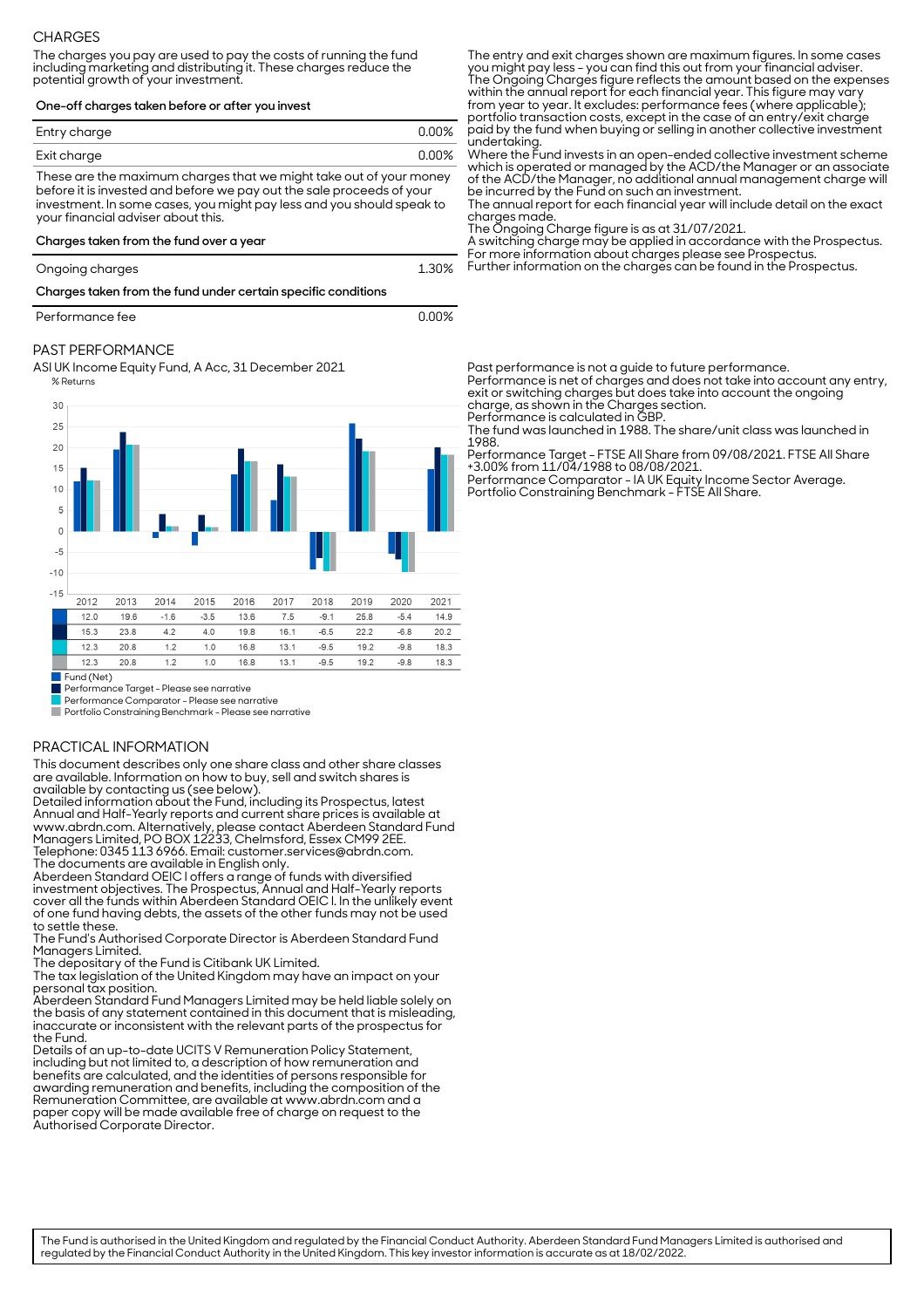## CHARGES

The charges you pay are used to pay the costs of running the fund including marketing and distributing it. These charges reduce the potential growth of your investment.

| One-off charges taken before or after you invest | |
|---|---|
| Entry charge | 0.00% |
| Exit charge | 0.00% |

These are the maximum charges that we might take out of your money before it is invested and before we pay out the sale proceeds of your investment. In some cases, you might pay less and you should speak to your financial adviser about this.

| Charges taken from the fund over a year | |
|---|---|
| Ongoing charges | 1.30% |
| **Charges taken from the fund under certain specific conditions** | |
| Performance fee | 0.00% |

The entry and exit charges shown are maximum figures. In some cases you might pay less - you can find this out from your financial adviser.
The Ongoing Charges figure reflects the amount based on the expenses within the annual report for each financial year. This figure may vary from year to year. It excludes: performance fees (where applicable); portfolio transaction costs, except in the case of an entry/exit charge paid by the fund when buying or selling in another collective investment undertaking.
Where the Fund invests in an open-ended collective investment scheme which is operated or managed by the ACD/the Manager or an associate of the ACD/the Manager, no additional annual management charge will be incurred by the Fund on such an investment.
The annual report for each financial year will include detail on the exact charges made.
The Ongoing Charge figure is as at 31/07/2021.
A switching charge may be applied in accordance with the Prospectus.
For more information about charges please see Prospectus.
Further information on the charges can be found in the Prospectus.

## PAST PERFORMANCE

ASI UK Income Equity Fund, A Acc, 31 December 2021

% Returns

30
25
20
15
10
5
0
-5
-10
-15

| | 2012 | 2013 | 2014 | 2015 | 2016 | 2017 | 2018 | 2019 | 2020 | 2021 |
|---|---|---|---|---|---|---|---|---|---|---|
| Fund (Net) | 12.0 | 19.6 | -1.6 | -3.5 | 13.6 | 7.5 | -9.1 | 25.8 | -5.4 | 14.9 |
| Performance Target - Please see narrative | 15.3 | 23.8 | 4.2 | 4.0 | 19.8 | 16.1 | -6.5 | 22.2 | -6.8 | 20.2 |
| Performance Comparator - Please see narrative | 12.3 | 20.8 | 1.2 | 1.0 | 16.8 | 13.1 | -9.5 | 19.2 | -9.8 | 18.3 |
| Portfolio Constraining Benchmark - Please see narrative | 12.3 | 20.8 | 1.2 | 1.0 | 16.8 | 13.1 | -9.5 | 19.2 | -9.8 | 18.3 |

Past performance is not a guide to future performance.
Performance is net of charges and does not take into account any entry, exit or switching charges but does take into account the ongoing charge, as shown in the Charges section.
Performance is calculated in GBP.
The fund was launched in 1988. The share/unit class was launched in 1988.
Performance Target - FTSE All Share from 09/08/2021. FTSE All Share +3.00% from 11/04/1988 to 08/08/2021.
Performance Comparator - IA UK Equity Income Sector Average.
Portfolio Constraining Benchmark - FTSE All Share.

## PRACTICAL INFORMATION

This document describes only one share class and other share classes are available. Information on how to buy, sell and switch shares is available by contacting us (see below).
Detailed information about the Fund, including its Prospectus, latest Annual and Half-Yearly reports and current share prices is available at www.abrdn.com. Alternatively, please contact Aberdeen Standard Fund Managers Limited, PO BOX 12233, Chelmsford, Essex CM99 2EE. Telephone: 0345 113 6966. Email: customer.services@abrdn.com.
The documents are available in English only.
Aberdeen Standard OEIC I offers a range of funds with diversified investment objectives. The Prospectus, Annual and Half-Yearly reports cover all the funds within Aberdeen Standard OEIC I. In the unlikely event of one fund having debts, the assets of the other funds may not be used to settle these.
The Fund's Authorised Corporate Director is Aberdeen Standard Fund Managers Limited.
The depositary of the Fund is Citibank UK Limited.
The tax legislation of the United Kingdom may have an impact on your personal tax position.
Aberdeen Standard Fund Managers Limited may be held liable solely on the basis of any statement contained in this document that is misleading, inaccurate or inconsistent with the relevant parts of the prospectus for the Fund.
Details of an up-to-date UCITS V Remuneration Policy Statement, including but not limited to, a description of how remuneration and benefits are calculated, and the identities of persons responsible for awarding remuneration and benefits, including the composition of the Remuneration Committee, are available at www.abrdn.com and a paper copy will be made available free of charge on request to the Authorised Corporate Director.

The Fund is authorised in the United Kingdom and regulated by the Financial Conduct Authority. Aberdeen Standard Fund Managers Limited is authorised and regulated by the Financial Conduct Authority in the United Kingdom. This key investor information is accurate as at 18/02/2022.